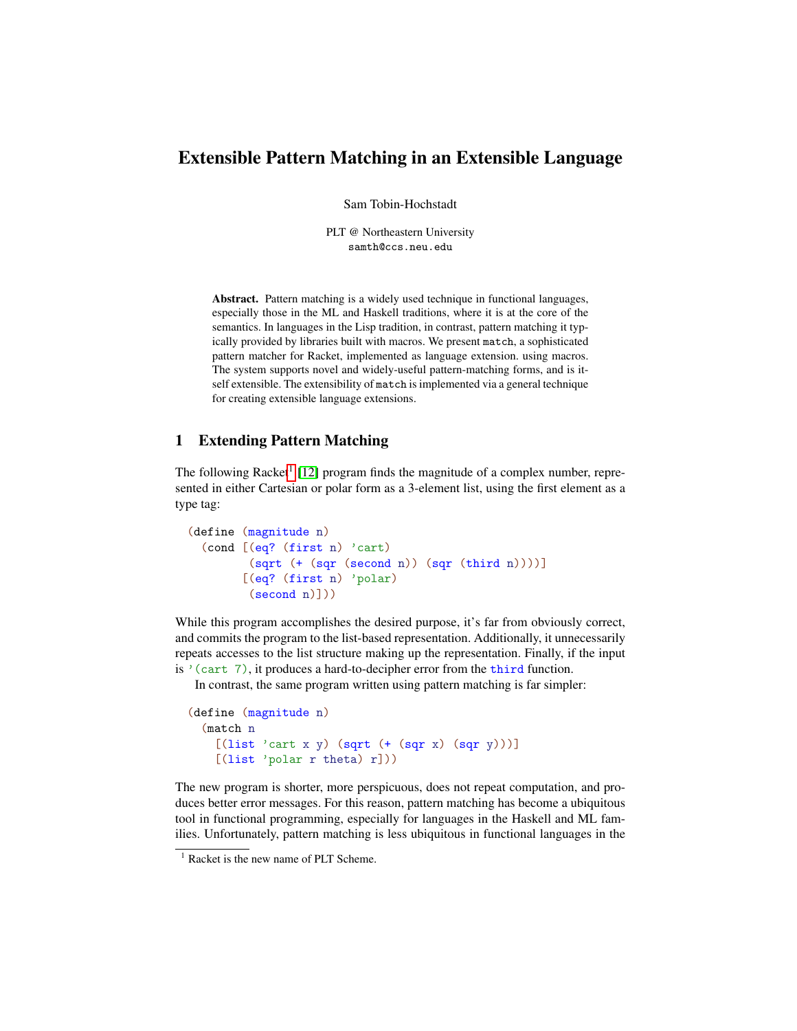# Extensible Pattern Matching in an Extensible Language

Sam Tobin-Hochstadt

PLT @ Northeastern University
samth@ccs.neu.edu

**Abstract.** Pattern matching is a widely used technique in functional languages, especially those in the ML and Haskell traditions, where it is at the core of the semantics. In languages in the Lisp tradition, in contrast, pattern matching it typically provided by libraries built with macros. We present `match`, a sophisticated pattern matcher for Racket, implemented as language extension. using macros. The system supports novel and widely-useful pattern-matching forms, and is itself extensible. The extensibility of `match` is implemented via a general technique for creating extensible language extensions.

## 1 Extending Pattern Matching

The following Racket[1] [12] program finds the magnitude of a complex number, represented in either Cartesian or polar form as a 3-element list, using the first element as a type tag:

```
(define (magnitude n)
  (cond [(eq? (first n) 'cart)
         (sqrt (+ (sqr (second n)) (sqr (third n))))]
        [(eq? (first n) 'polar)
         (second n)]))
```

While this program accomplishes the desired purpose, it's far from obviously correct, and commits the program to the list-based representation. Additionally, it unnecessarily repeats accesses to the list structure making up the representation. Finally, if the input is `'(cart 7)`, it produces a hard-to-decipher error from the `third` function.

In contrast, the same program written using pattern matching is far simpler:

```
(define (magnitude n)
  (match n
    [(list 'cart x y) (sqrt (+ (sqr x) (sqr y)))]
    [(list 'polar r theta) r]))
```

The new program is shorter, more perspicuous, does not repeat computation, and produces better error messages. For this reason, pattern matching has become a ubiquitous tool in functional programming, especially for languages in the Haskell and ML families. Unfortunately, pattern matching is less ubiquitous in functional languages in the

[1] Racket is the new name of PLT Scheme.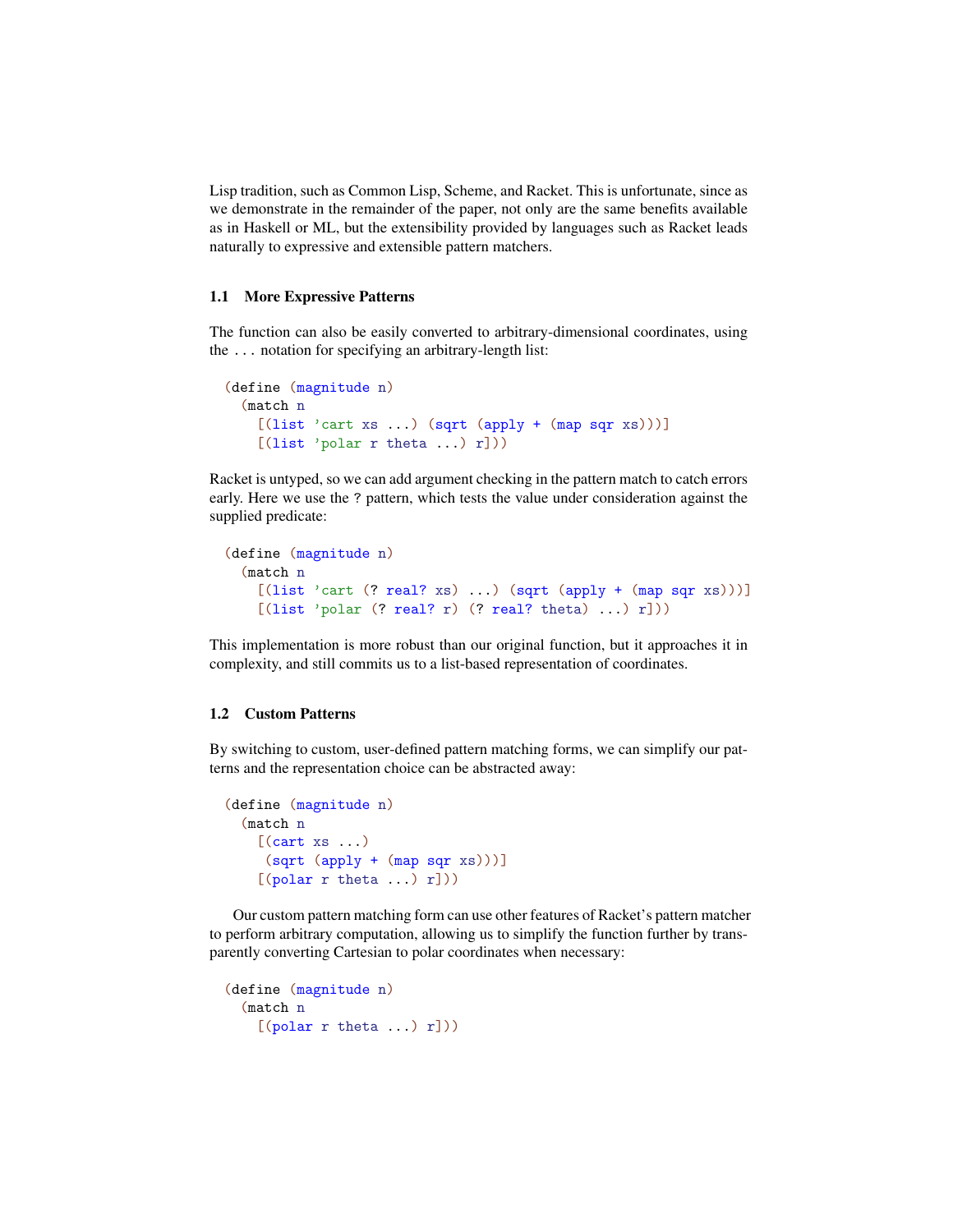Lisp tradition, such as Common Lisp, Scheme, and Racket. This is unfortunate, since as we demonstrate in the remainder of the paper, not only are the same benefits available as in Haskell or ML, but the extensibility provided by languages such as Racket leads naturally to expressive and extensible pattern matchers.

### 1.1 More Expressive Patterns

The function can also be easily converted to arbitrary-dimensional coordinates, using the `...` notation for specifying an arbitrary-length list:

```
(define (magnitude n)
  (match n
    [(list 'cart xs ...) (sqrt (apply + (map sqr xs)))]
    [(list 'polar r theta ...) r]))
```

Racket is untyped, so we can add argument checking in the pattern match to catch errors early. Here we use the `?` pattern, which tests the value under consideration against the supplied predicate:

```
(define (magnitude n)
  (match n
    [(list 'cart (? real? xs) ...) (sqrt (apply + (map sqr xs)))]
    [(list 'polar (? real? r) (? real? theta) ...) r]))
```

This implementation is more robust than our original function, but it approaches it in complexity, and still commits us to a list-based representation of coordinates.

### 1.2 Custom Patterns

By switching to custom, user-defined pattern matching forms, we can simplify our patterns and the representation choice can be abstracted away:

```
(define (magnitude n)
  (match n
    [(cart xs ...)
     (sqrt (apply + (map sqr xs)))]
    [(polar r theta ...) r]))
```

Our custom pattern matching form can use other features of Racket's pattern matcher to perform arbitrary computation, allowing us to simplify the function further by transparently converting Cartesian to polar coordinates when necessary:

```
(define (magnitude n)
  (match n
    [(polar r theta ...) r]))
```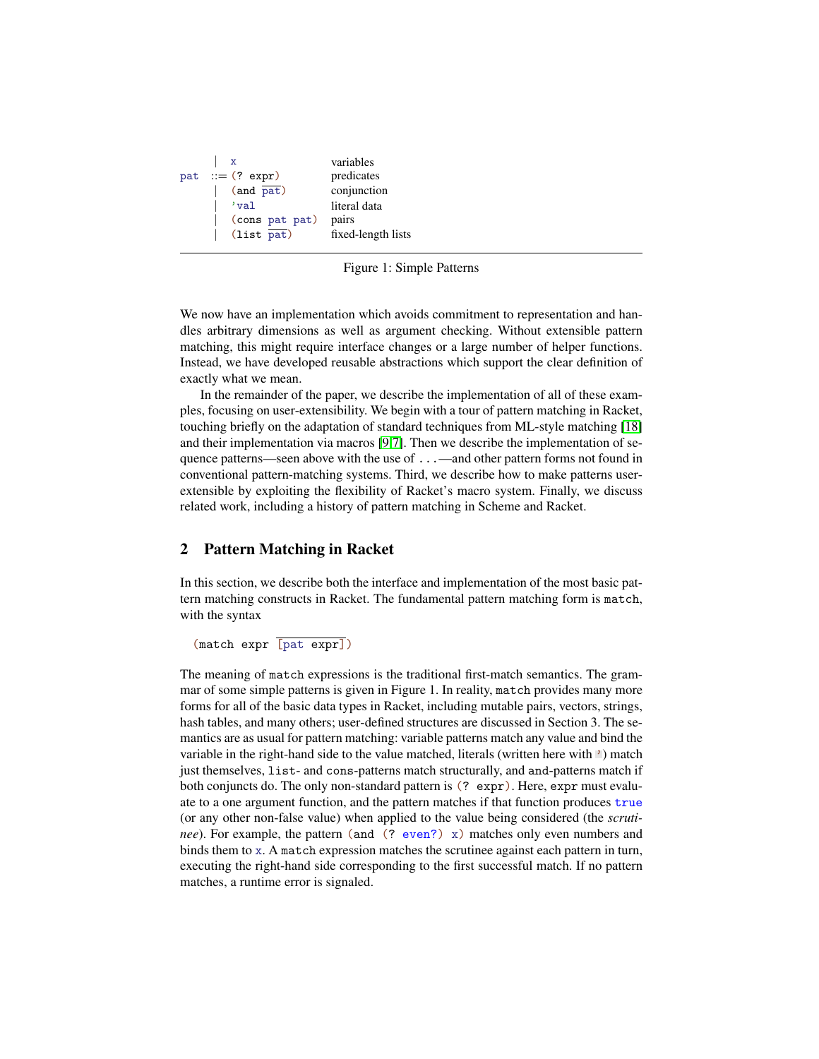```
pat ::= x                 variables
      | (? expr)          predicates
      | (and pat...)      conjunction
      | 'val              literal data
      | (cons pat pat)    pairs
      | (list pat...)     fixed-length lists
```

Figure 1: Simple Patterns

We now have an implementation which avoids commitment to representation and handles arbitrary dimensions as well as argument checking. Without extensible pattern matching, this might require interface changes or a large number of helper functions. Instead, we have developed reusable abstractions which support the clear definition of exactly what we mean.

In the remainder of the paper, we describe the implementation of all of these examples, focusing on user-extensibility. We begin with a tour of pattern matching in Racket, touching briefly on the adaptation of standard techniques from ML-style matching [18] and their implementation via macros [9,7]. Then we describe the implementation of sequence patterns—seen above with the use of `...`—and other pattern forms not found in conventional pattern-matching systems. Third, we describe how to make patterns user-extensible by exploiting the flexibility of Racket's macro system. Finally, we discuss related work, including a history of pattern matching in Scheme and Racket.

## 2 Pattern Matching in Racket

In this section, we describe both the interface and implementation of the most basic pattern matching constructs in Racket. The fundamental pattern matching form is `match`, with the syntax

```
(match expr [pat expr]...)
```

The meaning of `match` expressions is the traditional first-match semantics. The grammar of some simple patterns is given in Figure 1. In reality, `match` provides many more forms for all of the basic data types in Racket, including mutable pairs, vectors, strings, hash tables, and many others; user-defined structures are discussed in Section 3. The semantics are as usual for pattern matching: variable patterns match any value and bind the variable in the right-hand side to the value matched, literals (written here with `'`) match just themselves, `list`- and `cons`-patterns match structurally, and `and`-patterns match if both conjuncts do. The only non-standard pattern is `(? expr)`. Here, `expr` must evaluate to a one argument function, and the pattern matches if that function produces `true` (or any other non-false value) when applied to the value being considered (the *scrutinee*). For example, the pattern `(and (? even?) x)` matches only even numbers and binds them to `x`. A `match` expression matches the scrutinee against each pattern in turn, executing the right-hand side corresponding to the first successful match. If no pattern matches, a runtime error is signaled.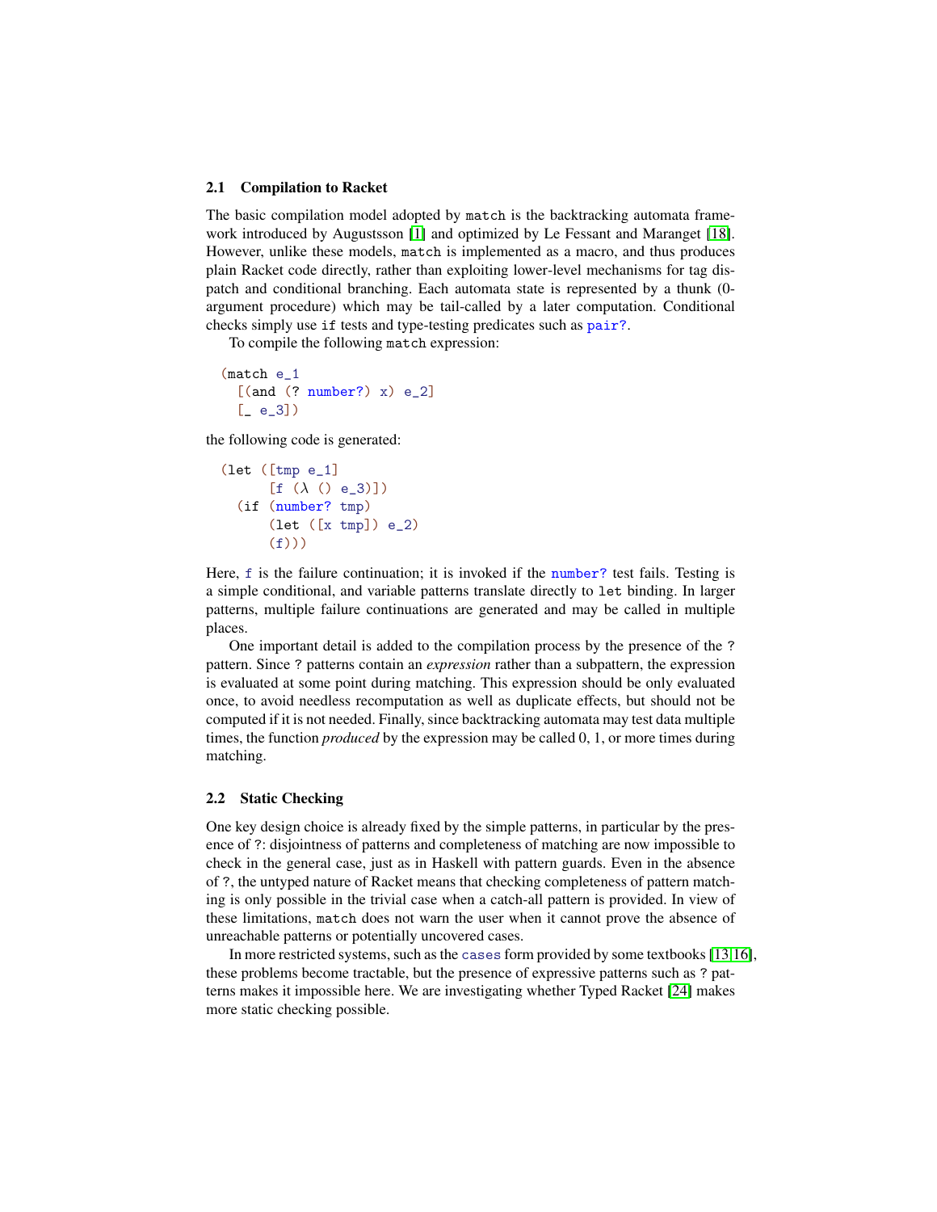### 2.1 Compilation to Racket

The basic compilation model adopted by `match` is the backtracking automata framework introduced by Augustsson [1] and optimized by Le Fessant and Maranget [18]. However, unlike these models, `match` is implemented as a macro, and thus produces plain Racket code directly, rather than exploiting lower-level mechanisms for tag dispatch and conditional branching. Each automata state is represented by a thunk (0-argument procedure) which may be tail-called by a later computation. Conditional checks simply use `if` tests and type-testing predicates such as `pair?`.

To compile the following `match` expression:

```
(match e_1
  [(and (? number?) x) e_2]
  [_ e_3])
```

the following code is generated:

```
(let ([tmp e_1]
      [f (λ () e_3)])
  (if (number? tmp)
      (let ([x tmp]) e_2)
      (f)))
```

Here, `f` is the failure continuation; it is invoked if the `number?` test fails. Testing is a simple conditional, and variable patterns translate directly to `let` binding. In larger patterns, multiple failure continuations are generated and may be called in multiple places.

One important detail is added to the compilation process by the presence of the `?` pattern. Since `?` patterns contain an *expression* rather than a subpattern, the expression is evaluated at some point during matching. This expression should be only evaluated once, to avoid needless recomputation as well as duplicate effects, but should not be computed if it is not needed. Finally, since backtracking automata may test data multiple times, the function *produced* by the expression may be called 0, 1, or more times during matching.

### 2.2 Static Checking

One key design choice is already fixed by the simple patterns, in particular by the presence of `?`: disjointness of patterns and completeness of matching are now impossible to check in the general case, just as in Haskell with pattern guards. Even in the absence of `?`, the untyped nature of Racket means that checking completeness of pattern matching is only possible in the trivial case when a catch-all pattern is provided. In view of these limitations, `match` does not warn the user when it cannot prove the absence of unreachable patterns or potentially uncovered cases.

In more restricted systems, such as the `cases` form provided by some textbooks [13,16], these problems become tractable, but the presence of expressive patterns such as `?` patterns makes it impossible here. We are investigating whether Typed Racket [24] makes more static checking possible.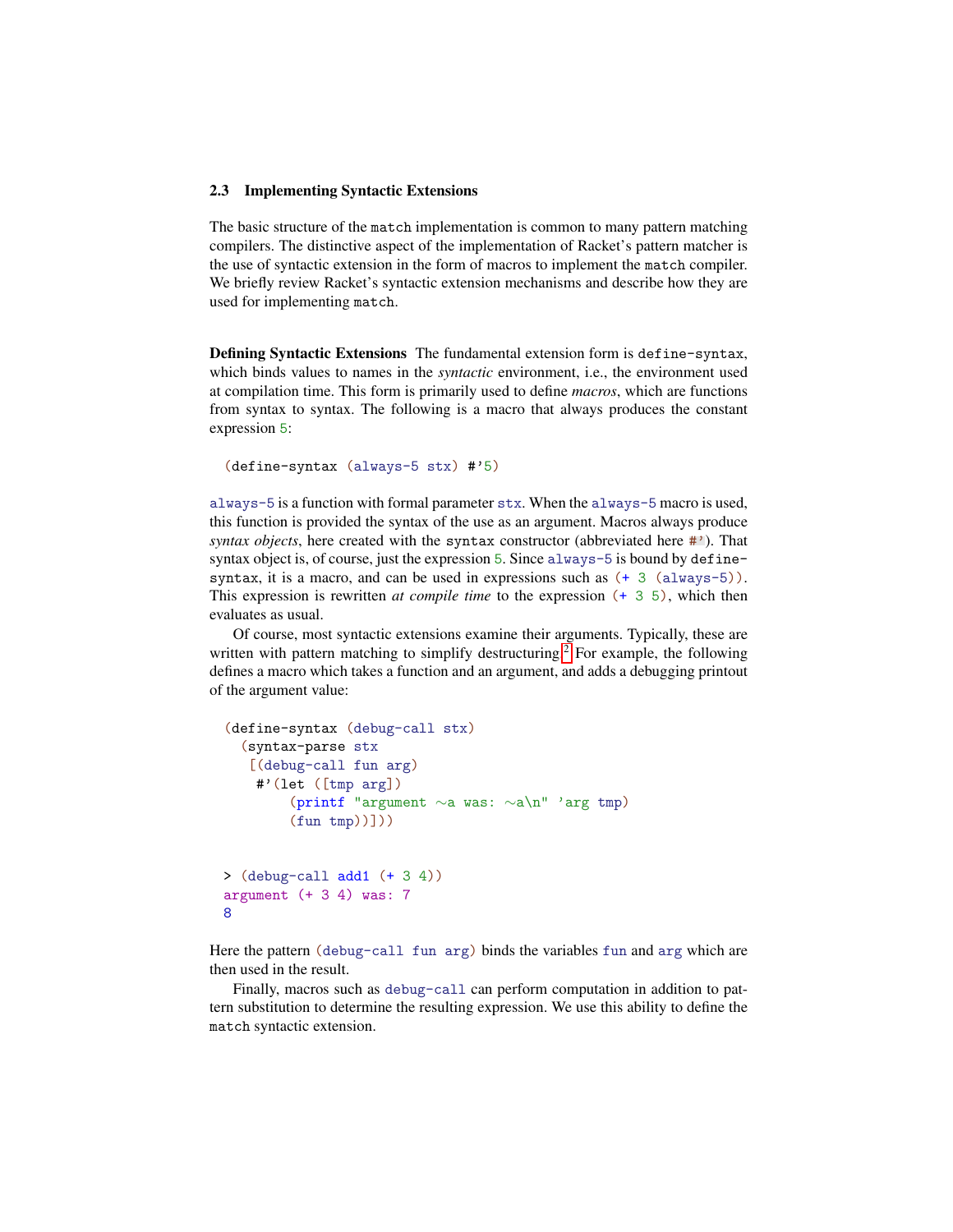### 2.3 Implementing Syntactic Extensions

The basic structure of the `match` implementation is common to many pattern matching compilers. The distinctive aspect of the implementation of Racket's pattern matcher is the use of syntactic extension in the form of macros to implement the `match` compiler. We briefly review Racket's syntactic extension mechanisms and describe how they are used for implementing `match`.

**Defining Syntactic Extensions** The fundamental extension form is `define-syntax`, which binds values to names in the *syntactic* environment, i.e., the environment used at compilation time. This form is primarily used to define *macros*, which are functions from syntax to syntax. The following is a macro that always produces the constant expression `5`:

```
(define-syntax (always-5 stx) #'5)
```

`always-5` is a function with formal parameter `stx`. When the `always-5` macro is used, this function is provided the syntax of the use as an argument. Macros always produce *syntax objects*, here created with the `syntax` constructor (abbreviated here `#'`). That syntax object is, of course, just the expression `5`. Since `always-5` is bound by `define-syntax`, it is a macro, and can be used in expressions such as `(+ 3 (always-5))`. This expression is rewritten *at compile time* to the expression `(+ 3 5)`, which then evaluates as usual.

Of course, most syntactic extensions examine their arguments. Typically, these are written with pattern matching to simplify destructuring.[2] For example, the following defines a macro which takes a function and an argument, and adds a debugging printout of the argument value:

```
(define-syntax (debug-call stx)
  (syntax-parse stx
   [(debug-call fun arg)
    #'(let ([tmp arg])
        (printf "argument ~a was: ~a\n" 'arg tmp)
        (fun tmp))]))
```

```
> (debug-call add1 (+ 3 4))
argument (+ 3 4) was: 7
8
```

Here the pattern `(debug-call fun arg)` binds the variables `fun` and `arg` which are then used in the result.

Finally, macros such as `debug-call` can perform computation in addition to pattern substitution to determine the resulting expression. We use this ability to define the `match` syntactic extension.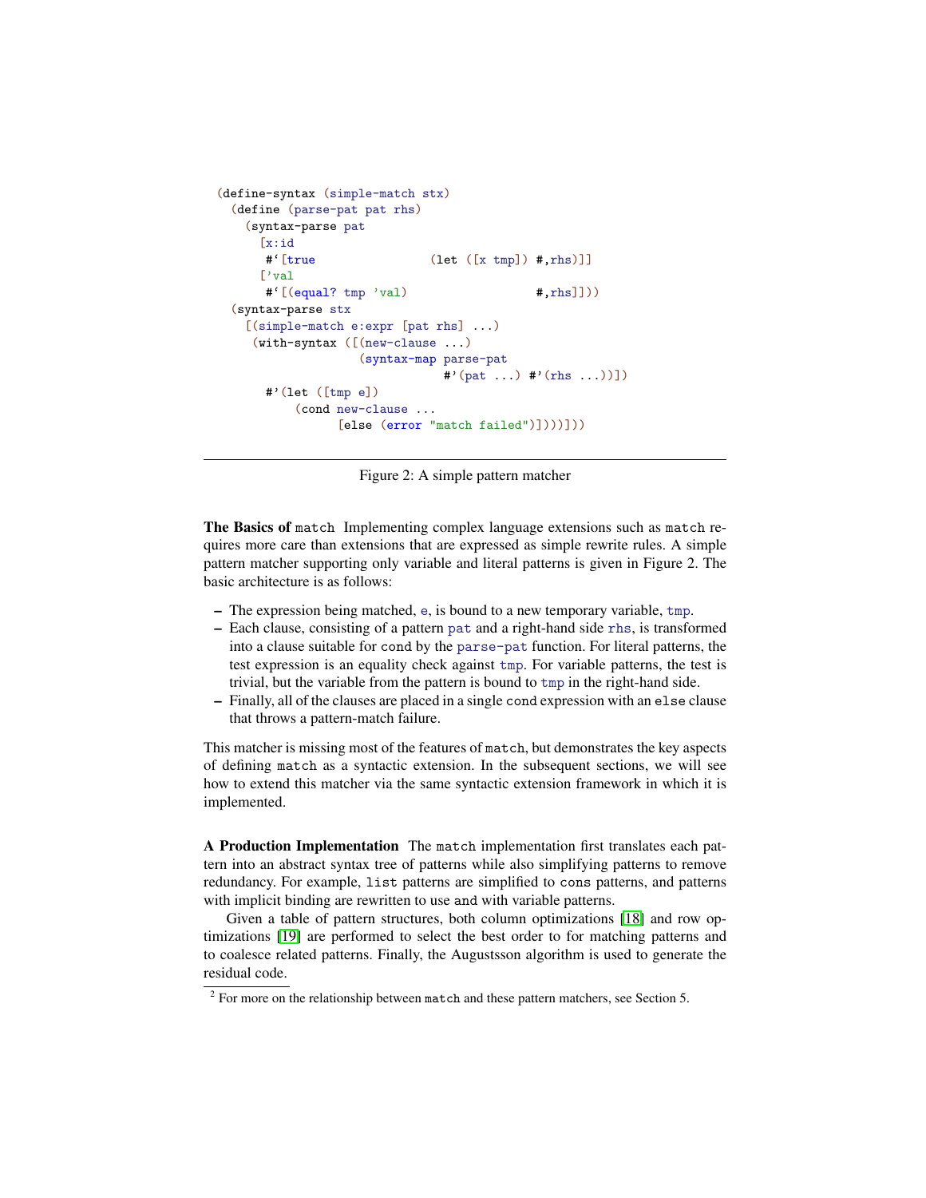```
(define-syntax (simple-match stx)
  (define (parse-pat pat rhs)
    (syntax-parse pat
      [x:id
       #`[true                (let ([x tmp]) #,rhs)]]
      ['val
       #`[(equal? tmp 'val)                  #,rhs]]))
  (syntax-parse stx
    [(simple-match e:expr [pat rhs] ...)
     (with-syntax ([(new-clause ...)
                    (syntax-map parse-pat
                                #'(pat ...) #'(rhs ...))])
       #'(let ([tmp e])
           (cond new-clause ...
                 [else (error "match failed")])))]))
```

Figure 2: A simple pattern matcher

**The Basics of** `match` Implementing complex language extensions such as `match` requires more care than extensions that are expressed as simple rewrite rules. A simple pattern matcher supporting only variable and literal patterns is given in Figure 2. The basic architecture is as follows:

- The expression being matched, `e`, is bound to a new temporary variable, `tmp`.
- Each clause, consisting of a pattern `pat` and a right-hand side `rhs`, is transformed into a clause suitable for `cond` by the `parse-pat` function. For literal patterns, the test expression is an equality check against `tmp`. For variable patterns, the test is trivial, but the variable from the pattern is bound to `tmp` in the right-hand side.
- Finally, all of the clauses are placed in a single `cond` expression with an `else` clause that throws a pattern-match failure.

This matcher is missing most of the features of `match`, but demonstrates the key aspects of defining `match` as a syntactic extension. In the subsequent sections, we will see how to extend this matcher via the same syntactic extension framework in which it is implemented.

**A Production Implementation** The `match` implementation first translates each pattern into an abstract syntax tree of patterns while also simplifying patterns to remove redundancy. For example, `list` patterns are simplified to `cons` patterns, and patterns with implicit binding are rewritten to use `and` with variable patterns.

Given a table of pattern structures, both column optimizations [18] and row optimizations [19] are performed to select the best order to for matching patterns and to coalesce related patterns. Finally, the Augustsson algorithm is used to generate the residual code.

[2] For more on the relationship between `match` and these pattern matchers, see Section 5.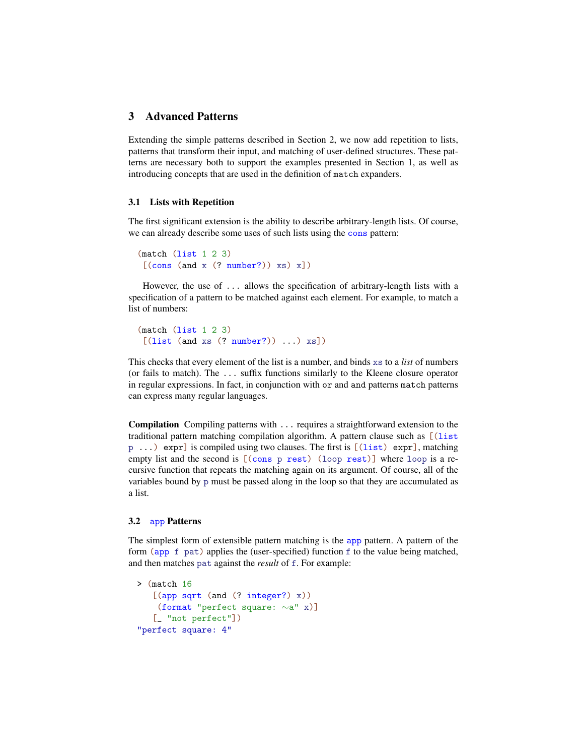## 3 Advanced Patterns

Extending the simple patterns described in Section 2, we now add repetition to lists, patterns that transform their input, and matching of user-defined structures. These patterns are necessary both to support the examples presented in Section 1, as well as introducing concepts that are used in the definition of `match` expanders.

### 3.1 Lists with Repetition

The first significant extension is the ability to describe arbitrary-length lists. Of course, we can already describe some uses of such lists using the `cons` pattern:

```
(match (list 1 2 3)
 [(cons (and x (? number?)) xs) x])
```

However, the use of `...` allows the specification of arbitrary-length lists with a specification of a pattern to be matched against each element. For example, to match a list of numbers:

```
(match (list 1 2 3)
 [(list (and xs (? number?)) ...) xs])
```

This checks that every element of the list is a number, and binds `xs` to a *list* of numbers (or fails to match). The `...` suffix functions similarly to the Kleene closure operator in regular expressions. In fact, in conjunction with `or` and `and` patterns `match` patterns can express many regular languages.

**Compilation** Compiling patterns with `...` requires a straightforward extension to the traditional pattern matching compilation algorithm. A pattern clause such as `[(list p ...) expr]` is compiled using two clauses. The first is `[(list) expr]`, matching empty list and the second is `[(cons p rest) (loop rest)]` where `loop` is a recursive function that repeats the matching again on its argument. Of course, all of the variables bound by `p` must be passed along in the loop so that they are accumulated as a list.

### 3.2 `app` Patterns

The simplest form of extensible pattern matching is the `app` pattern. A pattern of the form `(app f pat)` applies the (user-specified) function `f` to the value being matched, and then matches `pat` against the *result* of `f`. For example:

```
> (match 16
   [(app sqrt (and (? integer?) x))
    (format "perfect square: ~a" x)]
   [_ "not perfect"])
"perfect square: 4"
```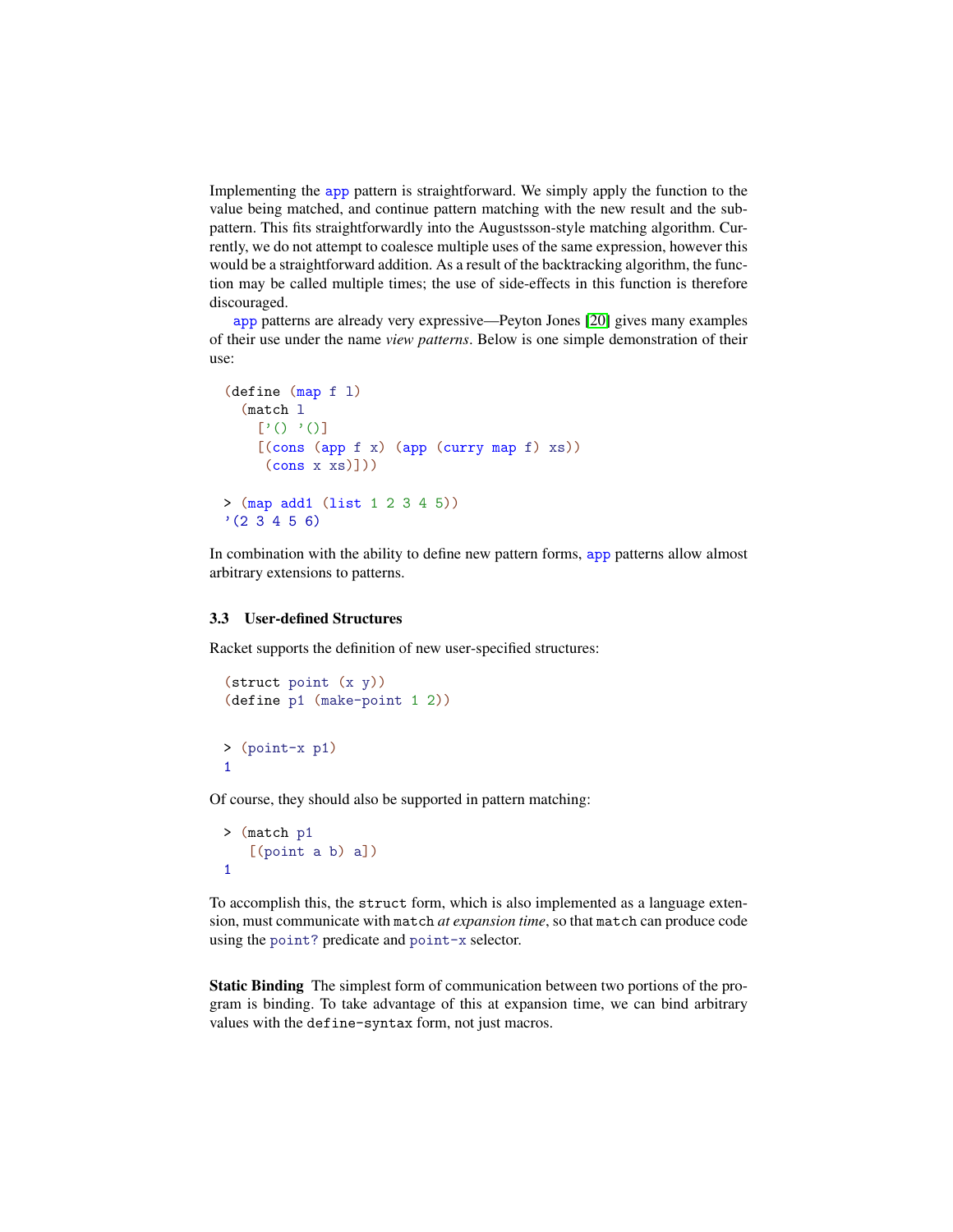Implementing the app pattern is straightforward. We simply apply the function to the value being matched, and continue pattern matching with the new result and the subpattern. This fits straightforwardly into the Augustsson-style matching algorithm. Currently, we do not attempt to coalesce multiple uses of the same expression, however this would be a straightforward addition. As a result of the backtracking algorithm, the function may be called multiple times; the use of side-effects in this function is therefore discouraged.

app patterns are already very expressive—Peyton Jones [20] gives many examples of their use under the name *view patterns*. Below is one simple demonstration of their use:

```
(define (map f l)
  (match l
    ['() '()]
    [(cons (app f x) (app (curry map f) xs))
     (cons x xs)]))

> (map add1 (list 1 2 3 4 5))
'(2 3 4 5 6)
```

In combination with the ability to define new pattern forms, app patterns allow almost arbitrary extensions to patterns.

### 3.3 User-defined Structures

Racket supports the definition of new user-specified structures:

```
(struct point (x y))
(define p1 (make-point 1 2))

> (point-x p1)
1
```

Of course, they should also be supported in pattern matching:

```
> (match p1
   [(point a b) a])
1
```

To accomplish this, the `struct` form, which is also implemented as a language extension, must communicate with `match` *at expansion time*, so that `match` can produce code using the point? predicate and point-x selector.

**Static Binding** The simplest form of communication between two portions of the program is binding. To take advantage of this at expansion time, we can bind arbitrary values with the `define-syntax` form, not just macros.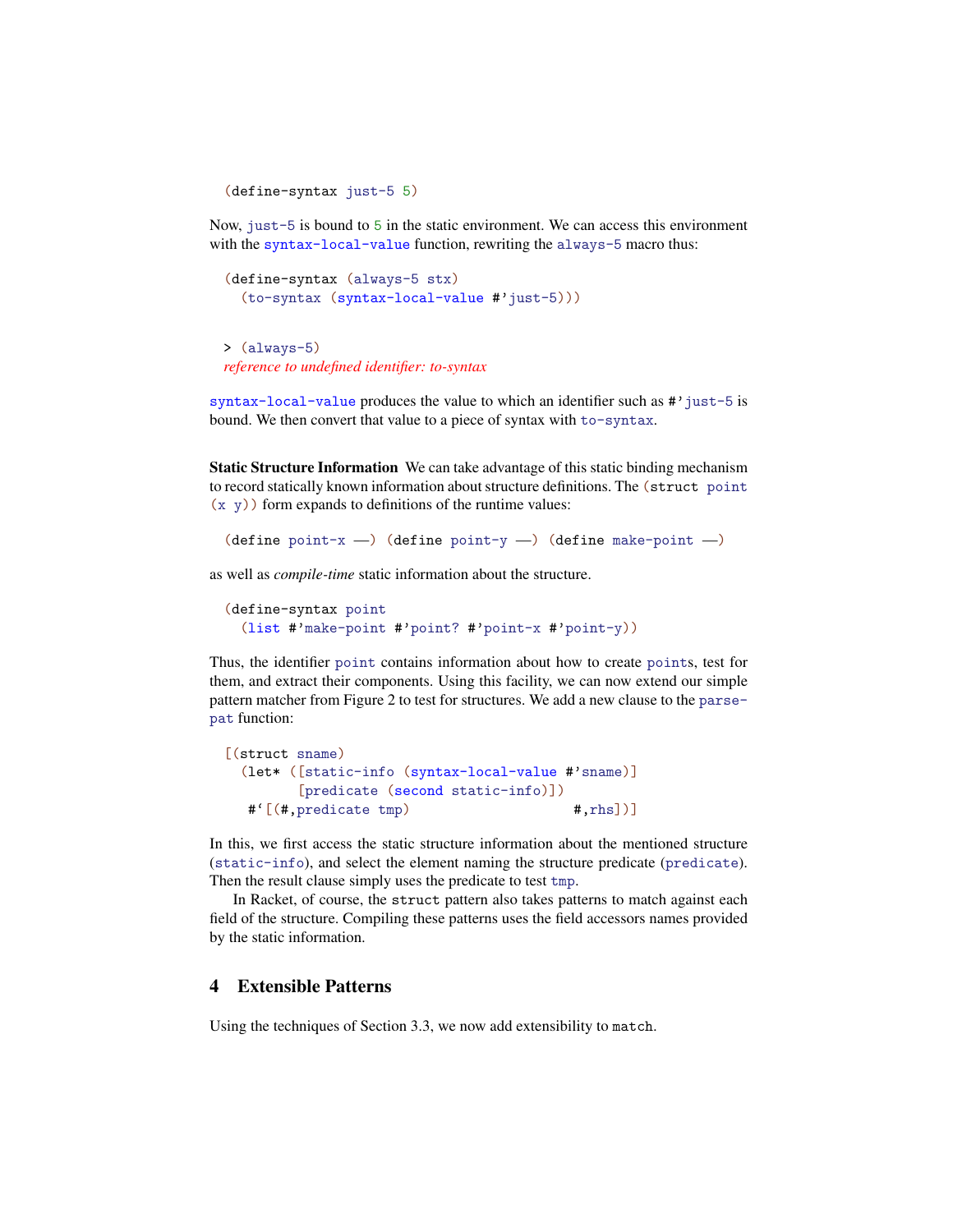```
(define-syntax just-5 5)
```

Now, `just-5` is bound to `5` in the static environment. We can access this environment with the `syntax-local-value` function, rewriting the `always-5` macro thus:

```
(define-syntax (always-5 stx)
  (to-syntax (syntax-local-value #'just-5)))
```

```
> (always-5)
```
*reference to undefined identifier: to-syntax*

`syntax-local-value` produces the value to which an identifier such as `#'just-5` is bound. We then convert that value to a piece of syntax with `to-syntax`.

**Static Structure Information** We can take advantage of this static binding mechanism to record statically known information about structure definitions. The `(struct point (x y))` form expands to definitions of the runtime values:

```
(define point-x —) (define point-y —) (define make-point —)
```

as well as *compile-time* static information about the structure.

```
(define-syntax point
  (list #'make-point #'point? #'point-x #'point-y))
```

Thus, the identifier `point` contains information about how to create `point`s, test for them, and extract their components. Using this facility, we can now extend our simple pattern matcher from Figure 2 to test for structures. We add a new clause to the `parse-pat` function:

```
[(struct sname)
  (let* ([static-info (syntax-local-value #'sname)]
         [predicate (second static-info)])
   #`[(#,predicate tmp)                    #,rhs])]
```

In this, we first access the static structure information about the mentioned structure (`static-info`), and select the element naming the structure predicate (`predicate`). Then the result clause simply uses the predicate to test `tmp`.

In Racket, of course, the `struct` pattern also takes patterns to match against each field of the structure. Compiling these patterns uses the field accessors names provided by the static information.

## 4 Extensible Patterns

Using the techniques of Section 3.3, we now add extensibility to `match`.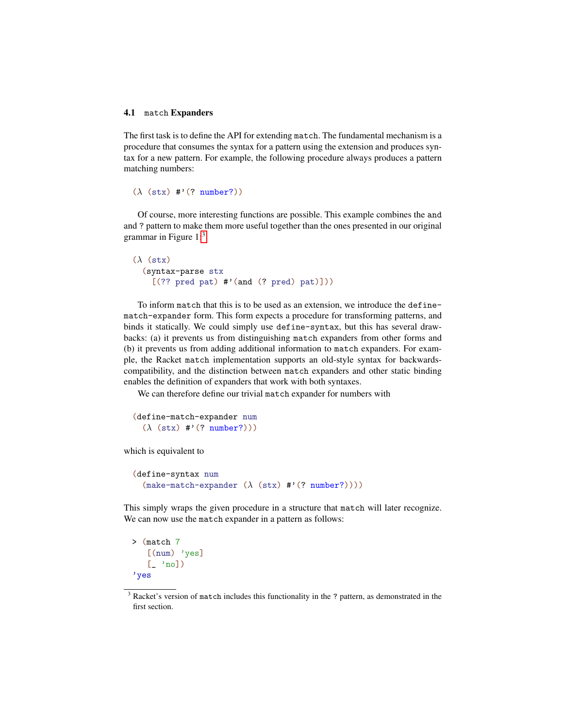### 4.1 `match` Expanders

The first task is to define the API for extending `match`. The fundamental mechanism is a procedure that consumes the syntax for a pattern using the extension and produces syntax for a new pattern. For example, the following procedure always produces a pattern matching numbers:

```
(λ (stx) #'(? number?))
```

Of course, more interesting functions are possible. This example combines the `and` and `?` pattern to make them more useful together than the ones presented in our original grammar in Figure 1:[3]

```
(λ (stx)
  (syntax-parse stx
    [(?? pred pat) #'(and (? pred) pat)]))
```

To inform `match` that this is to be used as an extension, we introduce the `define-match-expander` form. This form expects a procedure for transforming patterns, and binds it statically. We could simply use `define-syntax`, but this has several drawbacks: (a) it prevents us from distinguishing `match` expanders from other forms and (b) it prevents us from adding additional information to `match` expanders. For example, the Racket `match` implementation supports an old-style syntax for backwards-compatibility, and the distinction between `match` expanders and other static binding enables the definition of expanders that work with both syntaxes.

We can therefore define our trivial `match` expander for numbers with

```
(define-match-expander num
  (λ (stx) #'(? number?)))
```

which is equivalent to

```
(define-syntax num
  (make-match-expander (λ (stx) #'(? number?))))
```

This simply wraps the given procedure in a structure that `match` will later recognize. We can now use the `match` expander in a pattern as follows:

```
> (match 7
    [(num) 'yes]
    [_ 'no])
'yes
```

[3] Racket's version of `match` includes this functionality in the `?` pattern, as demonstrated in the first section.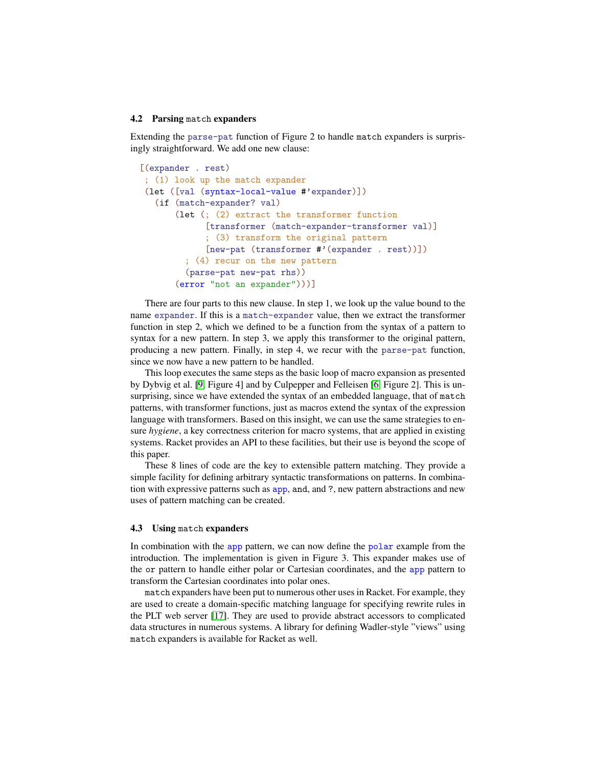### 4.2 Parsing `match` expanders

Extending the `parse-pat` function of Figure 2 to handle `match` expanders is surprisingly straightforward. We add one new clause:

```
[(expander . rest)
 ; (1) look up the match expander
 (let ([val (syntax-local-value #'expander)])
   (if (match-expander? val)
       (let (; (2) extract the transformer function
             [transformer (match-expander-transformer val)]
             ; (3) transform the original pattern
             [new-pat (transformer #'(expander . rest))])
         ; (4) recur on the new pattern
         (parse-pat new-pat rhs))
       (error "not an expander")))]
```

There are four parts to this new clause. In step 1, we look up the value bound to the name `expander`. If this is a `match-expander` value, then we extract the transformer function in step 2, which we defined to be a function from the syntax of a pattern to syntax for a new pattern. In step 3, we apply this transformer to the original pattern, producing a new pattern. Finally, in step 4, we recur with the `parse-pat` function, since we now have a new pattern to be handled.

This loop executes the same steps as the basic loop of macro expansion as presented by Dybvig et al. [9, Figure 4] and by Culpepper and Felleisen [6, Figure 2]. This is unsurprising, since we have extended the syntax of an embedded language, that of `match` patterns, with transformer functions, just as macros extend the syntax of the expression language with transformers. Based on this insight, we can use the same strategies to ensure *hygiene*, a key correctness criterion for macro systems, that are applied in existing systems. Racket provides an API to these facilities, but their use is beyond the scope of this paper.

These 8 lines of code are the key to extensible pattern matching. They provide a simple facility for defining arbitrary syntactic transformations on patterns. In combination with expressive patterns such as `app`, `and`, and `?`, new pattern abstractions and new uses of pattern matching can be created.

### 4.3 Using `match` expanders

In combination with the `app` pattern, we can now define the `polar` example from the introduction. The implementation is given in Figure 3. This expander makes use of the `or` pattern to handle either polar or Cartesian coordinates, and the `app` pattern to transform the Cartesian coordinates into polar ones.

`match` expanders have been put to numerous other uses in Racket. For example, they are used to create a domain-specific matching language for specifying rewrite rules in the PLT web server [17]. They are used to provide abstract accessors to complicated data structures in numerous systems. A library for defining Wadler-style "views" using `match` expanders is available for Racket as well.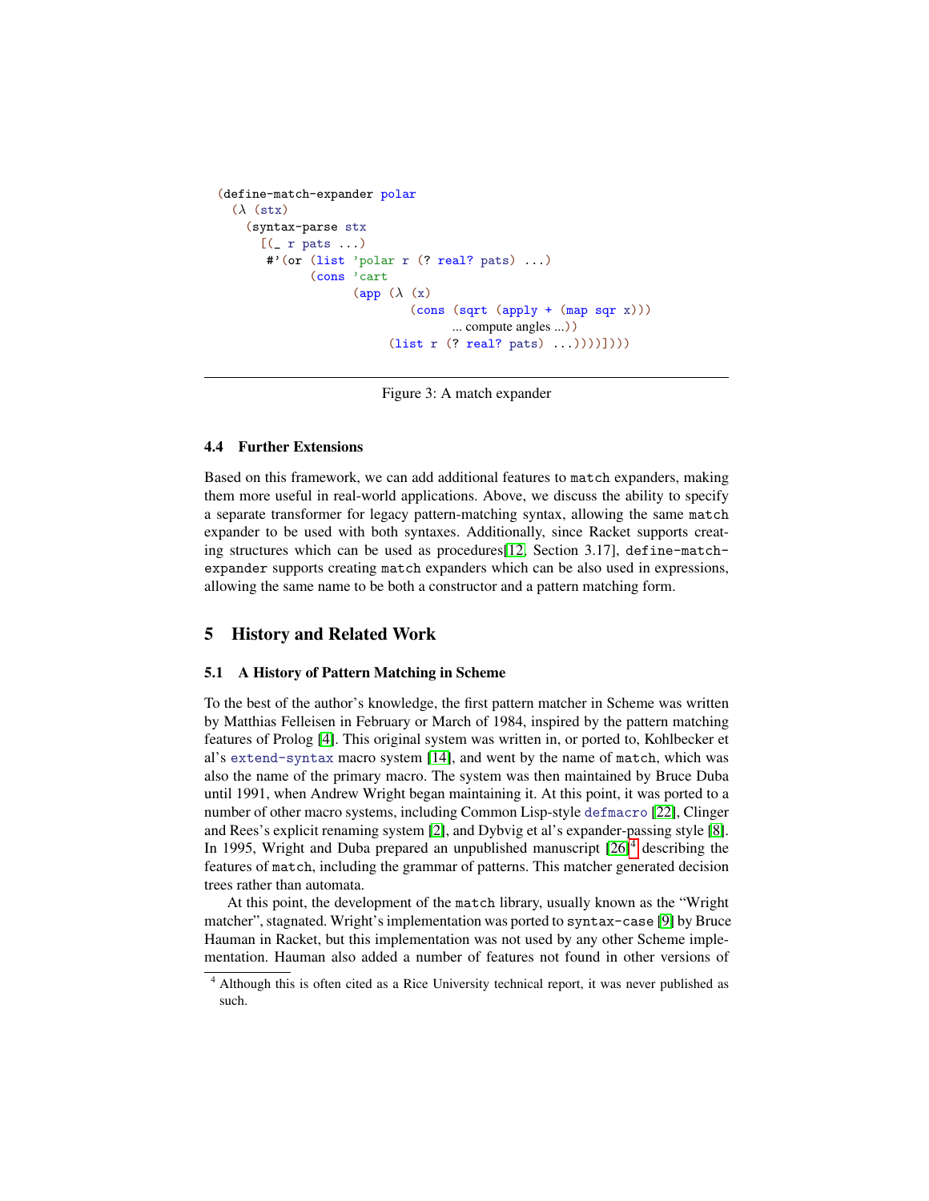```
(define-match-expander polar
  (λ (stx)
    (syntax-parse stx
      [(_ r pats ...)
       #'(or (list 'polar r (? real? pats) ...)
             (cons 'cart
                   (app (λ (x)
                          (cons (sqrt (apply + (map sqr x)))
                                ... compute angles ...))
                        (list r (? real? pats) ...))))])))
```

Figure 3: A match expander

### 4.4 Further Extensions

Based on this framework, we can add additional features to `match` expanders, making them more useful in real-world applications. Above, we discuss the ability to specify a separate transformer for legacy pattern-matching syntax, allowing the same `match` expander to be used with both syntaxes. Additionally, since Racket supports creating structures which can be used as procedures[12, Section 3.17], `define-match-expander` supports creating `match` expanders which can be also used in expressions, allowing the same name to be both a constructor and a pattern matching form.

## 5 History and Related Work

### 5.1 A History of Pattern Matching in Scheme

To the best of the author's knowledge, the first pattern matcher in Scheme was written by Matthias Felleisen in February or March of 1984, inspired by the pattern matching features of Prolog [4]. This original system was written in, or ported to, Kohlbecker et al's `extend-syntax` macro system [14], and went by the name of `match`, which was also the name of the primary macro. The system was then maintained by Bruce Duba until 1991, when Andrew Wright began maintaining it. At this point, it was ported to a number of other macro systems, including Common Lisp-style `defmacro` [22], Clinger and Rees's explicit renaming system [2], and Dybvig et al's expander-passing style [8]. In 1995, Wright and Duba prepared an unpublished manuscript [26][4] describing the features of `match`, including the grammar of patterns. This matcher generated decision trees rather than automata.

At this point, the development of the `match` library, usually known as the "Wright matcher", stagnated. Wright's implementation was ported to `syntax-case` [9] by Bruce Hauman in Racket, but this implementation was not used by any other Scheme implementation. Hauman also added a number of features not found in other versions of

[4] Although this is often cited as a Rice University technical report, it was never published as such.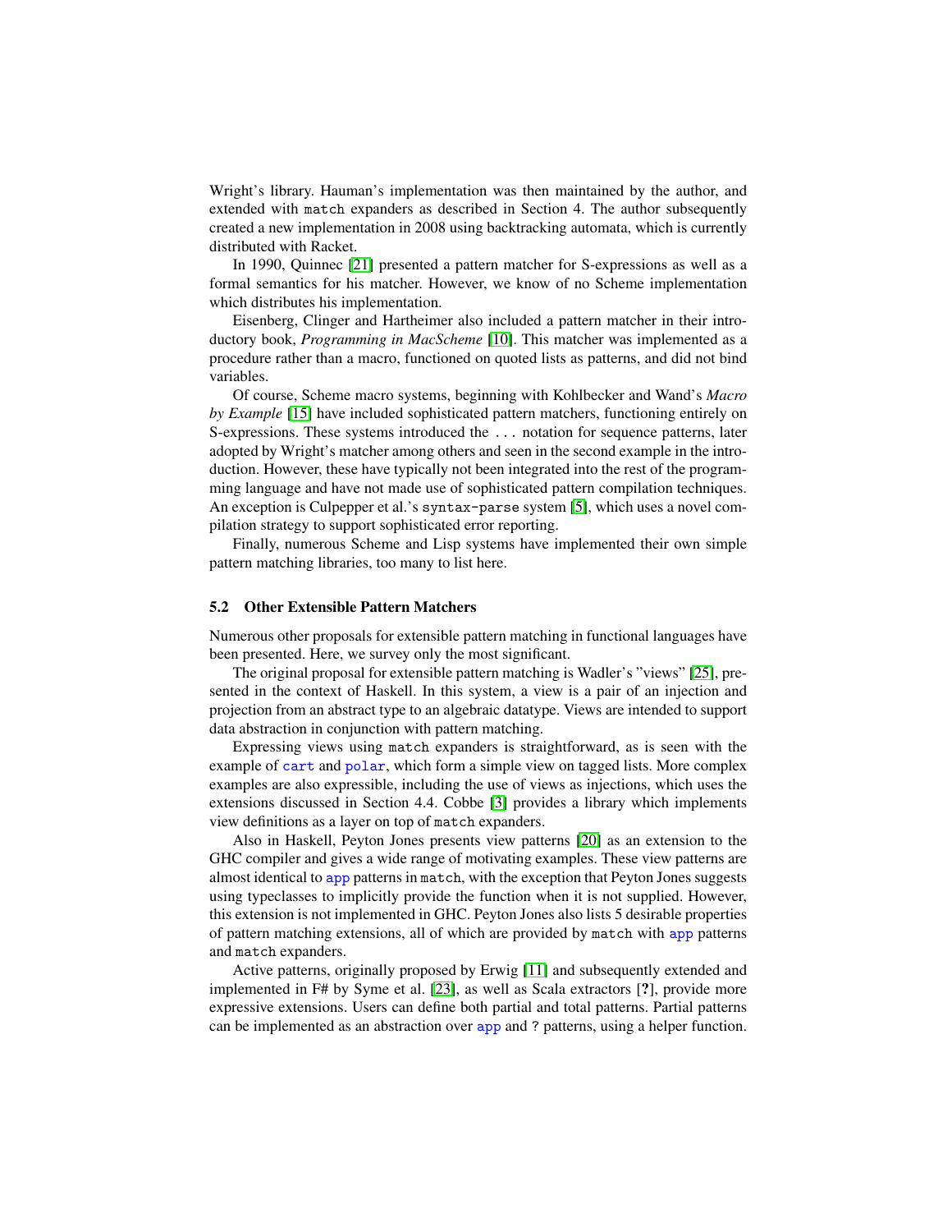Wright's library. Hauman's implementation was then maintained by the author, and extended with match expanders as described in Section 4. The author subsequently created a new implementation in 2008 using backtracking automata, which is currently distributed with Racket.

In 1990, Quinnec [21] presented a pattern matcher for S-expressions as well as a formal semantics for his matcher. However, we know of no Scheme implementation which distributes his implementation.

Eisenberg, Clinger and Hartheimer also included a pattern matcher in their introductory book, *Programming in MacScheme* [10]. This matcher was implemented as a procedure rather than a macro, functioned on quoted lists as patterns, and did not bind variables.

Of course, Scheme macro systems, beginning with Kohlbecker and Wand's *Macro by Example* [15] have included sophisticated pattern matchers, functioning entirely on S-expressions. These systems introduced the ... notation for sequence patterns, later adopted by Wright's matcher among others and seen in the second example in the introduction. However, these have typically not been integrated into the rest of the programming language and have not made use of sophisticated pattern compilation techniques. An exception is Culpepper et al.'s syntax-parse system [5], which uses a novel compilation strategy to support sophisticated error reporting.

Finally, numerous Scheme and Lisp systems have implemented their own simple pattern matching libraries, too many to list here.

### 5.2 Other Extensible Pattern Matchers

Numerous other proposals for extensible pattern matching in functional languages have been presented. Here, we survey only the most significant.

The original proposal for extensible pattern matching is Wadler's "views" [25], presented in the context of Haskell. In this system, a view is a pair of an injection and projection from an abstract type to an algebraic datatype. Views are intended to support data abstraction in conjunction with pattern matching.

Expressing views using match expanders is straightforward, as is seen with the example of cart and polar, which form a simple view on tagged lists. More complex examples are also expressible, including the use of views as injections, which uses the extensions discussed in Section 4.4. Cobbe [3] provides a library which implements view definitions as a layer on top of match expanders.

Also in Haskell, Peyton Jones presents view patterns [20] as an extension to the GHC compiler and gives a wide range of motivating examples. These view patterns are almost identical to app patterns in match, with the exception that Peyton Jones suggests using typeclasses to implicitly provide the function when it is not supplied. However, this extension is not implemented in GHC. Peyton Jones also lists 5 desirable properties of pattern matching extensions, all of which are provided by match with app patterns and match expanders.

Active patterns, originally proposed by Erwig [11] and subsequently extended and implemented in F# by Syme et al. [23], as well as Scala extractors [**?**], provide more expressive extensions. Users can define both partial and total patterns. Partial patterns can be implemented as an abstraction over app and ? patterns, using a helper function.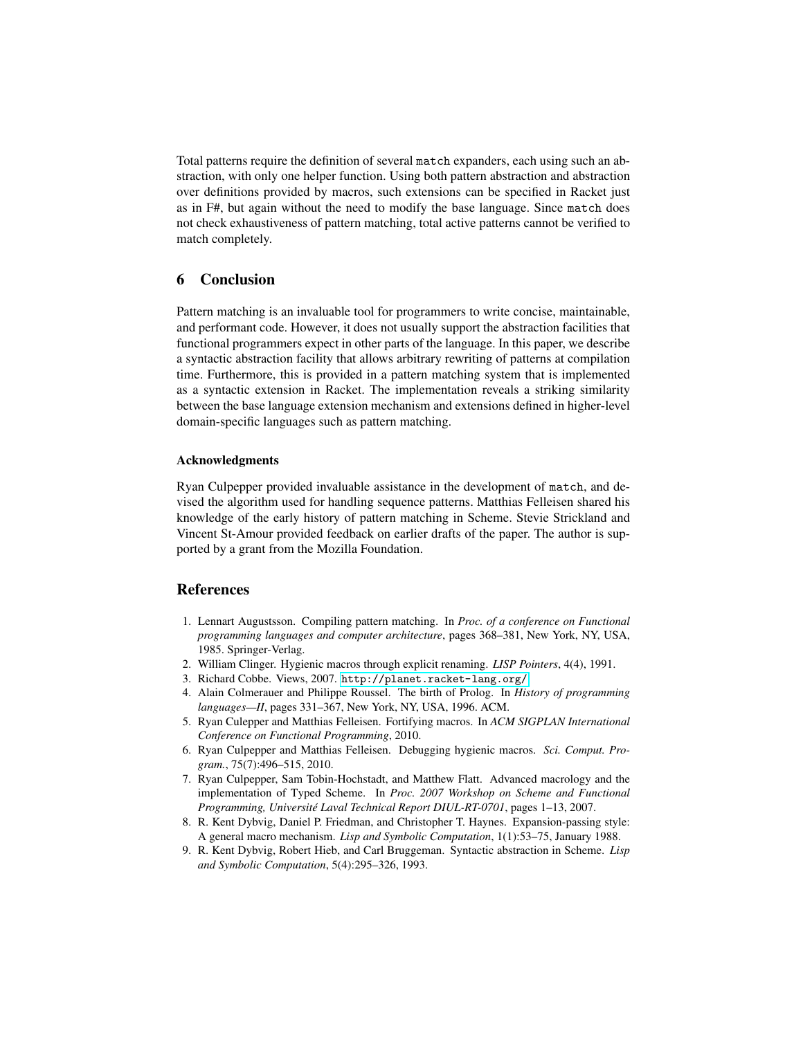Total patterns require the definition of several `match` expanders, each using such an abstraction, with only one helper function. Using both pattern abstraction and abstraction over definitions provided by macros, such extensions can be specified in Racket just as in F#, but again without the need to modify the base language. Since `match` does not check exhaustiveness of pattern matching, total active patterns cannot be verified to match completely.

## 6 Conclusion

Pattern matching is an invaluable tool for programmers to write concise, maintainable, and performant code. However, it does not usually support the abstraction facilities that functional programmers expect in other parts of the language. In this paper, we describe a syntactic abstraction facility that allows arbitrary rewriting of patterns at compilation time. Furthermore, this is provided in a pattern matching system that is implemented as a syntactic extension in Racket. The implementation reveals a striking similarity between the base language extension mechanism and extensions defined in higher-level domain-specific languages such as pattern matching.

#### Acknowledgments

Ryan Culpepper provided invaluable assistance in the development of `match`, and devised the algorithm used for handling sequence patterns. Matthias Felleisen shared his knowledge of the early history of pattern matching in Scheme. Stevie Strickland and Vincent St-Amour provided feedback on earlier drafts of the paper. The author is supported by a grant from the Mozilla Foundation.

## References

1. Lennart Augustsson. Compiling pattern matching. In *Proc. of a conference on Functional programming languages and computer architecture*, pages 368–381, New York, NY, USA, 1985. Springer-Verlag.
2. William Clinger. Hygienic macros through explicit renaming. *LISP Pointers*, 4(4), 1991.
3. Richard Cobbe. Views, 2007. `http://planet.racket-lang.org/`
4. Alain Colmerauer and Philippe Roussel. The birth of Prolog. In *History of programming languages—II*, pages 331–367, New York, NY, USA, 1996. ACM.
5. Ryan Culepper and Matthias Felleisen. Fortifying macros. In *ACM SIGPLAN International Conference on Functional Programming*, 2010.
6. Ryan Culpepper and Matthias Felleisen. Debugging hygienic macros. *Sci. Comput. Program.*, 75(7):496–515, 2010.
7. Ryan Culpepper, Sam Tobin-Hochstadt, and Matthew Flatt. Advanced macrology and the implementation of Typed Scheme. In *Proc. 2007 Workshop on Scheme and Functional Programming, Université Laval Technical Report DIUL-RT-0701*, pages 1–13, 2007.
8. R. Kent Dybvig, Daniel P. Friedman, and Christopher T. Haynes. Expansion-passing style: A general macro mechanism. *Lisp and Symbolic Computation*, 1(1):53–75, January 1988.
9. R. Kent Dybvig, Robert Hieb, and Carl Bruggeman. Syntactic abstraction in Scheme. *Lisp and Symbolic Computation*, 5(4):295–326, 1993.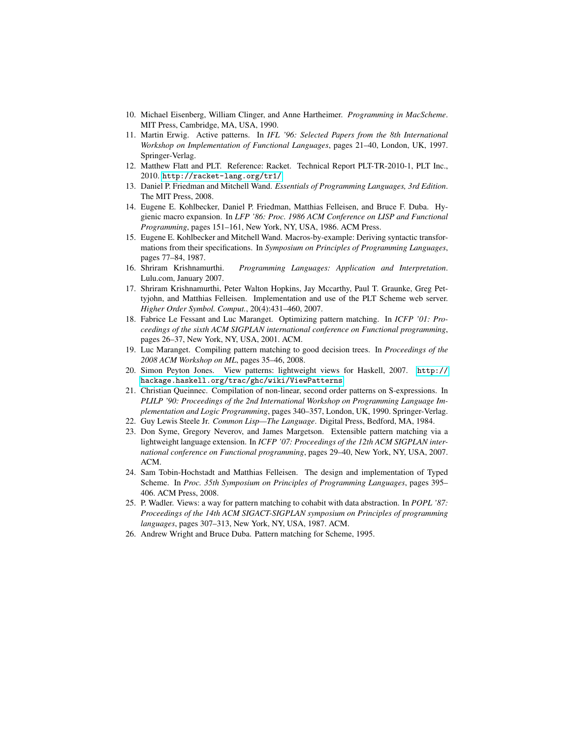10. Michael Eisenberg, William Clinger, and Anne Hartheimer. *Programming in MacScheme*. MIT Press, Cambridge, MA, USA, 1990.
11. Martin Erwig. Active patterns. In *IFL '96: Selected Papers from the 8th International Workshop on Implementation of Functional Languages*, pages 21–40, London, UK, 1997. Springer-Verlag.
12. Matthew Flatt and PLT. Reference: Racket. Technical Report PLT-TR-2010-1, PLT Inc., 2010. `http://racket-lang.org/tr1/`.
13. Daniel P. Friedman and Mitchell Wand. *Essentials of Programming Languages, 3rd Edition*. The MIT Press, 2008.
14. Eugene E. Kohlbecker, Daniel P. Friedman, Matthias Felleisen, and Bruce F. Duba. Hygienic macro expansion. In *LFP '86: Proc. 1986 ACM Conference on LISP and Functional Programming*, pages 151–161, New York, NY, USA, 1986. ACM Press.
15. Eugene E. Kohlbecker and Mitchell Wand. Macros-by-example: Deriving syntactic transformations from their specifications. In *Symposium on Principles of Programming Languages*, pages 77–84, 1987.
16. Shriram Krishnamurthi. *Programming Languages: Application and Interpretation*. Lulu.com, January 2007.
17. Shriram Krishnamurthi, Peter Walton Hopkins, Jay Mccarthy, Paul T. Graunke, Greg Pettyjohn, and Matthias Felleisen. Implementation and use of the PLT Scheme web server. *Higher Order Symbol. Comput.*, 20(4):431–460, 2007.
18. Fabrice Le Fessant and Luc Maranget. Optimizing pattern matching. In *ICFP '01: Proceedings of the sixth ACM SIGPLAN international conference on Functional programming*, pages 26–37, New York, NY, USA, 2001. ACM.
19. Luc Maranget. Compiling pattern matching to good decision trees. In *Proceedings of the 2008 ACM Workshop on ML*, pages 35–46, 2008.
20. Simon Peyton Jones. View patterns: lightweight views for Haskell, 2007. `http://hackage.haskell.org/trac/ghc/wiki/ViewPatterns`.
21. Christian Queinnec. Compilation of non-linear, second order patterns on S-expressions. In *PLILP '90: Proceedings of the 2nd International Workshop on Programming Language Implementation and Logic Programming*, pages 340–357, London, UK, 1990. Springer-Verlag.
22. Guy Lewis Steele Jr. *Common Lisp—The Language*. Digital Press, Bedford, MA, 1984.
23. Don Syme, Gregory Neverov, and James Margetson. Extensible pattern matching via a lightweight language extension. In *ICFP '07: Proceedings of the 12th ACM SIGPLAN international conference on Functional programming*, pages 29–40, New York, NY, USA, 2007. ACM.
24. Sam Tobin-Hochstadt and Matthias Felleisen. The design and implementation of Typed Scheme. In *Proc. 35th Symposium on Principles of Programming Languages*, pages 395–406. ACM Press, 2008.
25. P. Wadler. Views: a way for pattern matching to cohabit with data abstraction. In *POPL '87: Proceedings of the 14th ACM SIGACT-SIGPLAN symposium on Principles of programming languages*, pages 307–313, New York, NY, USA, 1987. ACM.
26. Andrew Wright and Bruce Duba. Pattern matching for Scheme, 1995.